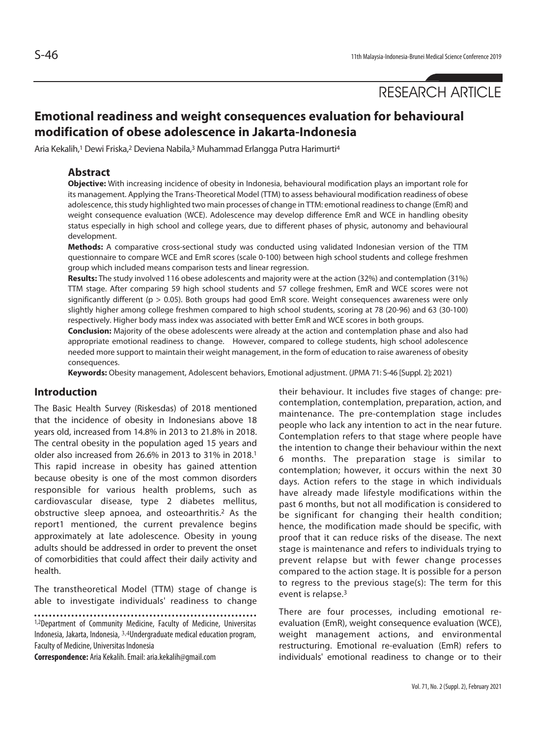RESEARCH ARTICLE

# Emotional readiness and weight consequences evaluation for behavioural modification of obese adolescence in Jakarta-Indonesia

Aria Kekalih,[1] Dewi Friska,[2] Deviena Nabila,[3] Muhammad Erlangga Putra Harimurti[4]

## Abstract

**Objective:** With increasing incidence of obesity in Indonesia, behavioural modification plays an important role for its management. Applying the Trans-Theoretical Model (TTM) to assess behavioural modification readiness of obese adolescence, this study highlighted two main processes of change in TTM: emotional readiness to change (EmR) and weight consequence evaluation (WCE). Adolescence may develop difference EmR and WCE in handling obesity status especially in high school and college years, due to different phases of physic, autonomy and behavioural development.

**Methods:** A comparative cross-sectional study was conducted using validated Indonesian version of the TTM questionnaire to compare WCE and EmR scores (scale 0-100) between high school students and college freshmen group which included means comparison tests and linear regression.

**Results:** The study involved 116 obese adolescents and majority were at the action (32%) and contemplation (31%) TTM stage. After comparing 59 high school students and 57 college freshmen, EmR and WCE scores were not significantly different ($p > 0.05$). Both groups had good EmR score. Weight consequences awareness were only slightly higher among college freshmen compared to high school students, scoring at 78 (20-96) and 63 (30-100) respectively. Higher body mass index was associated with better EmR and WCE scores in both groups.

**Conclusion:** Majority of the obese adolescents were already at the action and contemplation phase and also had appropriate emotional readiness to change. However, compared to college students, high school adolescence needed more support to maintain their weight management, in the form of education to raise awareness of obesity consequences.

**Keywords:** Obesity management, Adolescent behaviors, Emotional adjustment. (JPMA 71: S-46 [Suppl. 2]; 2021)

## Introduction

The Basic Health Survey (Riskesdas) of 2018 mentioned that the incidence of obesity in Indonesians above 18 years old, increased from 14.8% in 2013 to 21.8% in 2018. The central obesity in the population aged 15 years and older also increased from 26.6% in 2013 to 31% in 2018.[1] This rapid increase in obesity has gained attention because obesity is one of the most common disorders responsible for various health problems, such as cardiovascular disease, type 2 diabetes mellitus, obstructive sleep apnoea, and osteoarthritis.[2] As the report1 mentioned, the current prevalence begins approximately at late adolescence. Obesity in young adults should be addressed in order to prevent the onset of comorbidities that could affect their daily activity and health.

The transtheoretical Model (TTM) stage of change is able to investigate individuals' readiness to change their behaviour. It includes five stages of change: pre-contemplation, contemplation, preparation, action, and maintenance. The pre-contemplation stage includes people who lack any intention to act in the near future. Contemplation refers to that stage where people have the intention to change their behaviour within the next 6 months. The preparation stage is similar to contemplation; however, it occurs within the next 30 days. Action refers to the stage in which individuals have already made lifestyle modifications within the past 6 months, but not all modification is considered to be significant for changing their health condition; hence, the modification made should be specific, with proof that it can reduce risks of the disease. The next stage is maintenance and refers to individuals trying to prevent relapse but with fewer change processes compared to the action stage. It is possible for a person to regress to the previous stage(s): The term for this event is relapse.[3]

There are four processes, including emotional re-evaluation (EmR), weight consequence evaluation (WCE), weight management actions, and environmental restructuring. Emotional re-evaluation (EmR) refers to individuals' emotional readiness to change or to their

[1,2]Department of Community Medicine, Faculty of Medicine, Universitas Indonesia, Jakarta, Indonesia, [3,4]Undergraduate medical education program, Faculty of Medicine, Universitas Indonesia

**Correspondence:** Aria Kekalih. Email: aria.kekalih@gmail.com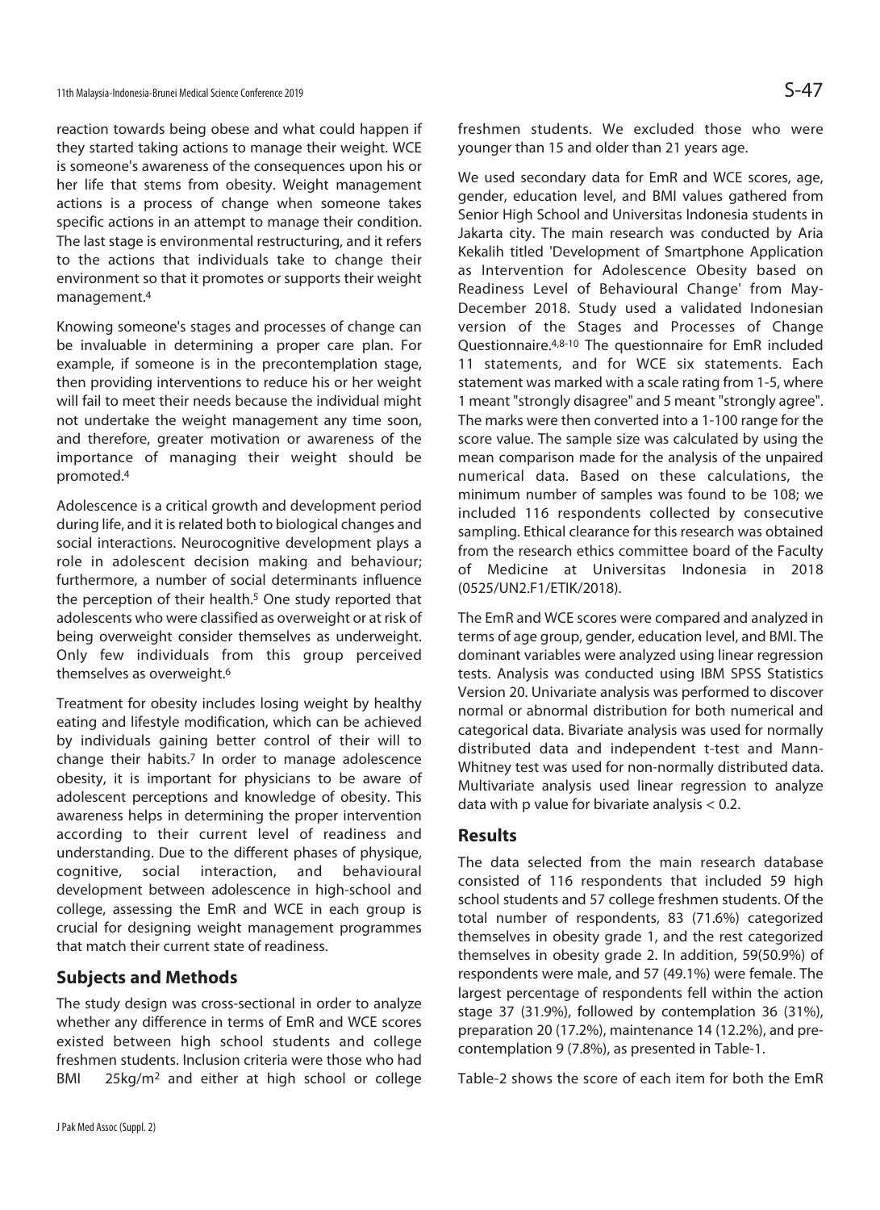reaction towards being obese and what could happen if they started taking actions to manage their weight. WCE is someone's awareness of the consequences upon his or her life that stems from obesity. Weight management actions is a process of change when someone takes specific actions in an attempt to manage their condition. The last stage is environmental restructuring, and it refers to the actions that individuals take to change their environment so that it promotes or supports their weight management.[4]

Knowing someone's stages and processes of change can be invaluable in determining a proper care plan. For example, if someone is in the precontemplation stage, then providing interventions to reduce his or her weight will fail to meet their needs because the individual might not undertake the weight management any time soon, and therefore, greater motivation or awareness of the importance of managing their weight should be promoted.[4]

Adolescence is a critical growth and development period during life, and it is related both to biological changes and social interactions. Neurocognitive development plays a role in adolescent decision making and behaviour; furthermore, a number of social determinants influence the perception of their health.[5] One study reported that adolescents who were classified as overweight or at risk of being overweight consider themselves as underweight. Only few individuals from this group perceived themselves as overweight.[6]

Treatment for obesity includes losing weight by healthy eating and lifestyle modification, which can be achieved by individuals gaining better control of their will to change their habits.[7] In order to manage adolescence obesity, it is important for physicians to be aware of adolescent perceptions and knowledge of obesity. This awareness helps in determining the proper intervention according to their current level of readiness and understanding. Due to the different phases of physique, cognitive, social interaction, and behavioural development between adolescence in high-school and college, assessing the EmR and WCE in each group is crucial for designing weight management programmes that match their current state of readiness.

## Subjects and Methods

The study design was cross-sectional in order to analyze whether any difference in terms of EmR and WCE scores existed between high school students and college freshmen students. Inclusion criteria were those who had BMI $\geq$ 25kg/m$^2$ and either at high school or college freshmen students. We excluded those who were younger than 15 and older than 21 years age.

We used secondary data for EmR and WCE scores, age, gender, education level, and BMI values gathered from Senior High School and Universitas Indonesia students in Jakarta city. The main research was conducted by Aria Kekalih titled 'Development of Smartphone Application as Intervention for Adolescence Obesity based on Readiness Level of Behavioural Change' from May-December 2018. Study used a validated Indonesian version of the Stages and Processes of Change Questionnaire.[4,8-10] The questionnaire for EmR included 11 statements, and for WCE six statements. Each statement was marked with a scale rating from 1-5, where 1 meant "strongly disagree" and 5 meant "strongly agree". The marks were then converted into a 1-100 range for the score value. The sample size was calculated by using the mean comparison made for the analysis of the unpaired numerical data. Based on these calculations, the minimum number of samples was found to be 108; we included 116 respondents collected by consecutive sampling. Ethical clearance for this research was obtained from the research ethics committee board of the Faculty of Medicine at Universitas Indonesia in 2018 (0525/UN2.F1/ETIK/2018).

The EmR and WCE scores were compared and analyzed in terms of age group, gender, education level, and BMI. The dominant variables were analyzed using linear regression tests. Analysis was conducted using IBM SPSS Statistics Version 20. Univariate analysis was performed to discover normal or abnormal distribution for both numerical and categorical data. Bivariate analysis was used for normally distributed data and independent t-test and Mann-Whitney test was used for non-normally distributed data. Multivariate analysis used linear regression to analyze data with p value for bivariate analysis $< 0.2$.

## Results

The data selected from the main research database consisted of 116 respondents that included 59 high school students and 57 college freshmen students. Of the total number of respondents, 83 (71.6%) categorized themselves in obesity grade 1, and the rest categorized themselves in obesity grade 2. In addition, 59(50.9%) of respondents were male, and 57 (49.1%) were female. The largest percentage of respondents fell within the action stage 37 (31.9%), followed by contemplation 36 (31%), preparation 20 (17.2%), maintenance 14 (12.2%), and pre-contemplation 9 (7.8%), as presented in Table-1.

Table-2 shows the score of each item for both the EmR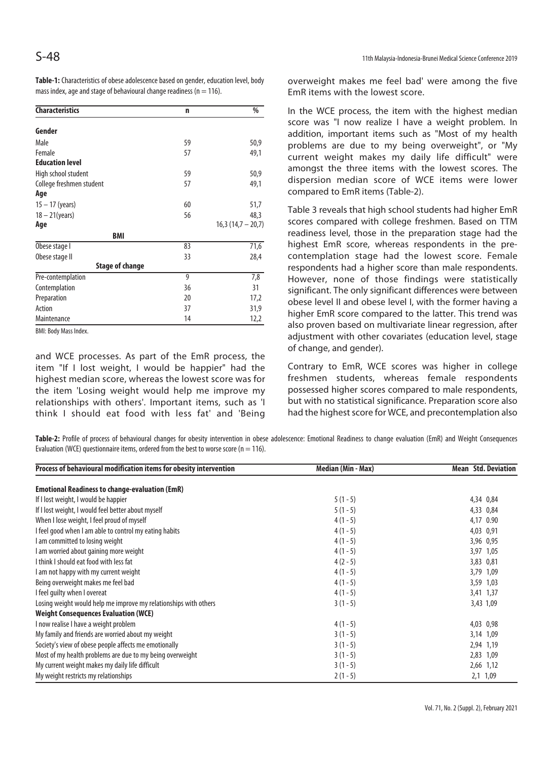**Table-1:** Characteristics of obese adolescence based on gender, education level, body mass index, age and stage of behavioural change readiness (n = 116).

| Characteristics | n | % |
|---|---|---|
| **Gender** | | |
| Male | 59 | 50,9 |
| Female | 57 | 49,1 |
| **Education level** | | |
| High school student | 59 | 50,9 |
| College freshmen student | 57 | 49,1 |
| **Age** | | |
| 15 – 17 (years) | 60 | 51,7 |
| 18 – 21(years) | 56 | 48,3 |
| **Age** | | 16,3 (14,7 – 20,7) |
| **BMI** | | |
| Obese stage I | 83 | 71,6 |
| Obese stage II | 33 | 28,4 |
| **Stage of change** | | |
| Pre-contemplation | 9 | 7,8 |
| Contemplation | 36 | 31 |
| Preparation | 20 | 17,2 |
| Action | 37 | 31,9 |
| Maintenance | 14 | 12,2 |

BMI: Body Mass Index.

and WCE processes. As part of the EmR process, the item "If I lost weight, I would be happier" had the highest median score, whereas the lowest score was for the item 'Losing weight would help me improve my relationships with others'. Important items, such as 'I think I should eat food with less fat' and 'Being overweight makes me feel bad' were among the five EmR items with the lowest score.

In the WCE process, the item with the highest median score was "I now realize I have a weight problem. In addition, important items such as "Most of my health problems are due to my being overweight", or "My current weight makes my daily life difficult" were amongst the three items with the lowest scores. The dispersion median score of WCE items were lower compared to EmR items (Table-2).

Table 3 reveals that high school students had higher EmR scores compared with college freshmen. Based on TTM readiness level, those in the preparation stage had the highest EmR score, whereas respondents in the pre-contemplation stage had the lowest score. Female respondents had a higher score than male respondents. However, none of those findings were statistically significant. The only significant differences were between obese level II and obese level I, with the former having a higher EmR score compared to the latter. This trend was also proven based on multivariate linear regression, after adjustment with other covariates (education level, stage of change, and gender).

Contrary to EmR, WCE scores was higher in college freshmen students, whereas female respondents possessed higher scores compared to male respondents, but with no statistical significance. Preparation score also had the highest score for WCE, and precontemplation also

**Table-2:** Profile of process of behavioural changes for obesity intervention in obese adolescence: Emotional Readiness to change evaluation (EmR) and Weight Consequences Evaluation (WCE) questionnaire items, ordered from the best to worse score (n = 116).

| Process of behavioural modification items for obesity intervention | Median (Min - Max) | Mean | Std. Deviation |
|---|---|---|---|
| **Emotional Readiness to change-evaluation (EmR)** | | | |
| If I lost weight, I would be happier | 5 (1 - 5) | 4,34 | 0,84 |
| If I lost weight, I would feel better about myself | 5 (1 - 5) | 4,33 | 0,84 |
| When I lose weight, I feel proud of myself | 4 (1 - 5) | 4,17 | 0.90 |
| I feel good when I am able to control my eating habits | 4 (1 - 5) | 4,03 | 0,91 |
| I am committed to losing weight | 4 (1 - 5) | 3,96 | 0,95 |
| I am worried about gaining more weight | 4 (1 - 5) | 3,97 | 1,05 |
| I think I should eat food with less fat | 4 (2 - 5) | 3,83 | 0,81 |
| I am not happy with my current weight | 4 (1 - 5) | 3,79 | 1,09 |
| Being overweight makes me feel bad | 4 (1 - 5) | 3,59 | 1,03 |
| I feel guilty when I overeat | 4 (1 - 5) | 3,41 | 1,37 |
| Losing weight would help me improve my relationships with others | 3 (1 - 5) | 3,43 | 1,09 |
| **Weight Consequences Evaluation (WCE)** | | | |
| I now realise I have a weight problem | 4 (1 - 5) | 4,03 | 0,98 |
| My family and friends are worried about my weight | 3 (1 - 5) | 3,14 | 1,09 |
| Society's view of obese people affects me emotionally | 3 (1 - 5) | 2,94 | 1,19 |
| Most of my health problems are due to my being overweight | 3 (1 - 5) | 2,83 | 1,09 |
| My current weight makes my daily life difficult | 3 (1 - 5) | 2,66 | 1,12 |
| My weight restricts my relationships | 2 (1 - 5) | 2,1 | 1,09 |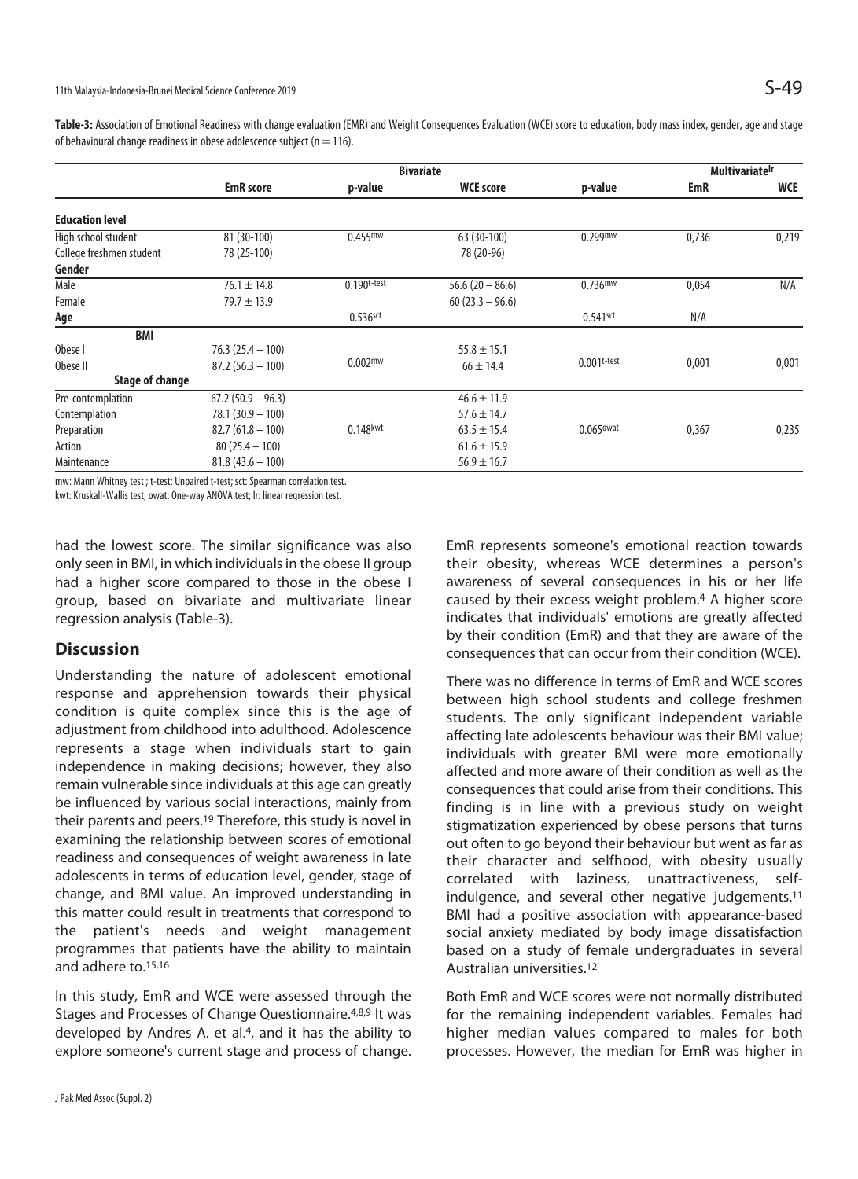**Table-3:** Association of Emotional Readiness with change evaluation (EMR) and Weight Consequences Evaluation (WCE) score to education, body mass index, gender, age and stage of behavioural change readiness in obese adolescence subject (n = 116).

| | Bivariate | | | | Multivariate[lr] | |
|---|---|---|---|---|---|---|
| | **EmR score** | **p-value** | **WCE score** | **p-value** | **EmR** | **WCE** |
| **Education level** | | | | | | |
| High school student | 81 (30-100) | 0.455[mw] | 63 (30-100) | 0.299[mw] | 0,736 | 0,219 |
| College freshmen student | 78 (25-100) | | 78 (20-96) | | | |
| **Gender** | | | | | | |
| Male | 76.1 ± 14.8 | 0.190[t-test] | 56.6 (20 – 86.6) | 0.736[mw] | 0,054 | N/A |
| Female | 79.7 ± 13.9 | | 60 (23.3 – 96.6) | | | |
| **Age** | | 0.536[sct] | | 0.541[sct] | N/A | |
| **BMI** | | | | | | |
| Obese I | 76.3 (25.4 – 100) | 0.002[mw] | 55.8 ± 15.1 | 0.001[t-test] | 0,001 | 0,001 |
| Obese II | 87.2 (56.3 – 100) | | 66 ± 14.4 | | | |
| **Stage of change** | | | | | | |
| Pre-contemplation | 67.2 (50.9 – 96.3) | 0.148[kwt] | 46.6 ± 11.9 | 0.065[owat] | 0,367 | 0,235 |
| Contemplation | 78.1 (30.9 – 100) | | 57.6 ± 14.7 | | | |
| Preparation | 82.7 (61.8 – 100) | | 63.5 ± 15.4 | | | |
| Action | 80 (25.4 – 100) | | 61.6 ± 15.9 | | | |
| Maintenance | 81.8 (43.6 – 100) | | 56.9 ± 16.7 | | | |

mw: Mann Whitney test ; t-test: Unpaired t-test; sct: Spearman correlation test.
kwt: Kruskall-Wallis test; owat: One-way ANOVA test; lr: linear regression test.

had the lowest score. The similar significance was also only seen in BMI, in which individuals in the obese II group had a higher score compared to those in the obese I group, based on bivariate and multivariate linear regression analysis (Table-3).

## Discussion

Understanding the nature of adolescent emotional response and apprehension towards their physical condition is quite complex since this is the age of adjustment from childhood into adulthood. Adolescence represents a stage when individuals start to gain independence in making decisions; however, they also remain vulnerable since individuals at this age can greatly be influenced by various social interactions, mainly from their parents and peers.[19] Therefore, this study is novel in examining the relationship between scores of emotional readiness and consequences of weight awareness in late adolescents in terms of education level, gender, stage of change, and BMI value. An improved understanding in this matter could result in treatments that correspond to the patient's needs and weight management programmes that patients have the ability to maintain and adhere to.[15,16]

In this study, EmR and WCE were assessed through the Stages and Processes of Change Questionnaire.[4,8,9] It was developed by Andres A. et al.[4], and it has the ability to explore someone's current stage and process of change. EmR represents someone's emotional reaction towards their obesity, whereas WCE determines a person's awareness of several consequences in his or her life caused by their excess weight problem.[4] A higher score indicates that individuals' emotions are greatly affected by their condition (EmR) and that they are aware of the consequences that can occur from their condition (WCE).

There was no difference in terms of EmR and WCE scores between high school students and college freshmen students. The only significant independent variable affecting late adolescents behaviour was their BMI value; individuals with greater BMI were more emotionally affected and more aware of their condition as well as the consequences that could arise from their conditions. This finding is in line with a previous study on weight stigmatization experienced by obese persons that turns out often to go beyond their behaviour but went as far as their character and selfhood, with obesity usually correlated with laziness, unattractiveness, self-indulgence, and several other negative judgements.[11] BMI had a positive association with appearance-based social anxiety mediated by body image dissatisfaction based on a study of female undergraduates in several Australian universities.[12]

Both EmR and WCE scores were not normally distributed for the remaining independent variables. Females had higher median values compared to males for both processes. However, the median for EmR was higher in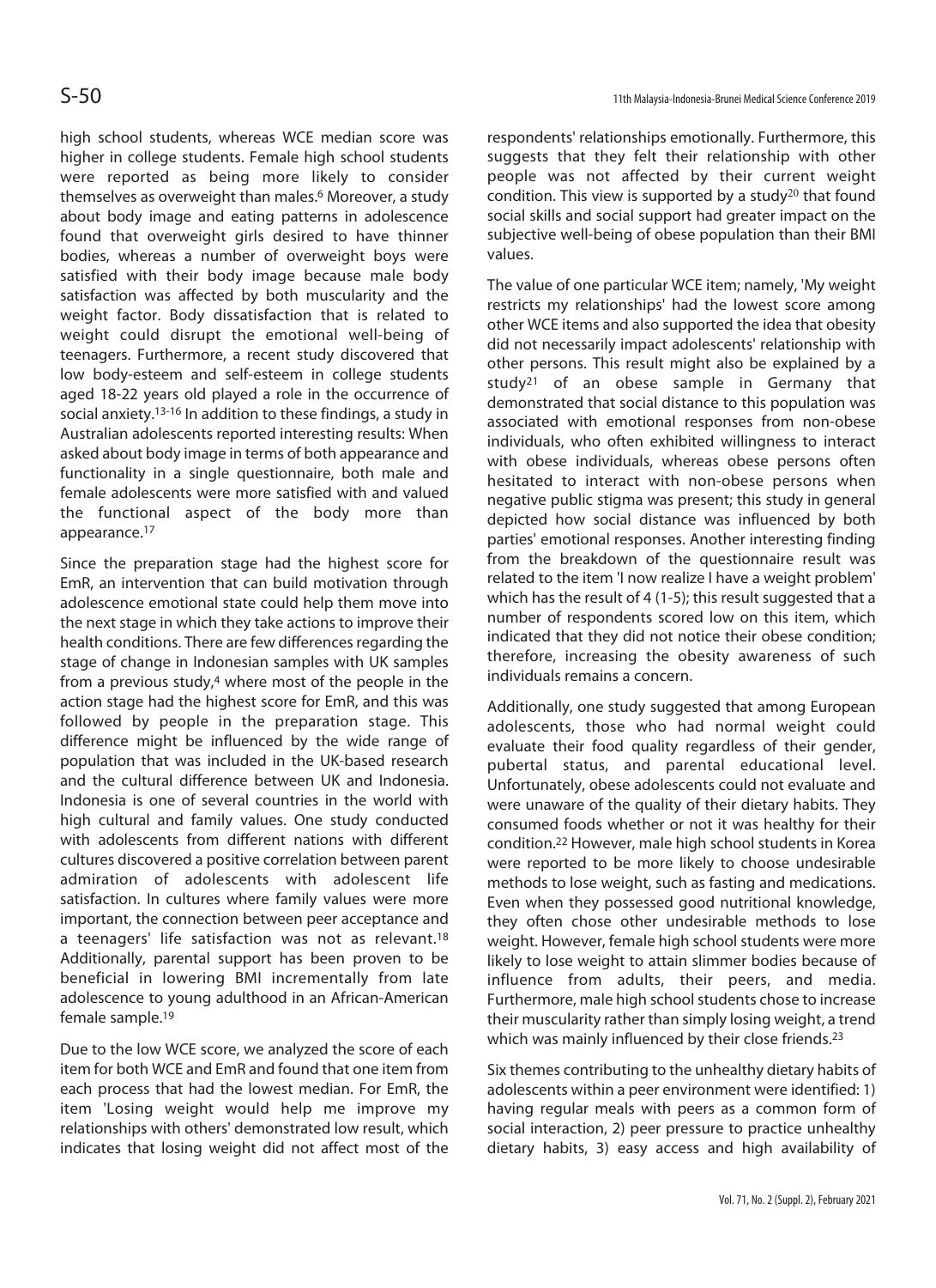high school students, whereas WCE median score was higher in college students. Female high school students were reported as being more likely to consider themselves as overweight than males.[6] Moreover, a study about body image and eating patterns in adolescence found that overweight girls desired to have thinner bodies, whereas a number of overweight boys were satisfied with their body image because male body satisfaction was affected by both muscularity and the weight factor. Body dissatisfaction that is related to weight could disrupt the emotional well-being of teenagers. Furthermore, a recent study discovered that low body-esteem and self-esteem in college students aged 18-22 years old played a role in the occurrence of social anxiety.[13-16] In addition to these findings, a study in Australian adolescents reported interesting results: When asked about body image in terms of both appearance and functionality in a single questionnaire, both male and female adolescents were more satisfied with and valued the functional aspect of the body more than appearance.[17]

Since the preparation stage had the highest score for EmR, an intervention that can build motivation through adolescence emotional state could help them move into the next stage in which they take actions to improve their health conditions. There are few differences regarding the stage of change in Indonesian samples with UK samples from a previous study,[4] where most of the people in the action stage had the highest score for EmR, and this was followed by people in the preparation stage. This difference might be influenced by the wide range of population that was included in the UK-based research and the cultural difference between UK and Indonesia. Indonesia is one of several countries in the world with high cultural and family values. One study conducted with adolescents from different nations with different cultures discovered a positive correlation between parent admiration of adolescents with adolescent life satisfaction. In cultures where family values were more important, the connection between peer acceptance and a teenagers' life satisfaction was not as relevant.[18] Additionally, parental support has been proven to be beneficial in lowering BMI incrementally from late adolescence to young adulthood in an African-American female sample.[19]

Due to the low WCE score, we analyzed the score of each item for both WCE and EmR and found that one item from each process that had the lowest median. For EmR, the item 'Losing weight would help me improve my relationships with others' demonstrated low result, which indicates that losing weight did not affect most of the respondents' relationships emotionally. Furthermore, this suggests that they felt their relationship with other people was not affected by their current weight condition. This view is supported by a study[20] that found social skills and social support had greater impact on the subjective well-being of obese population than their BMI values.

The value of one particular WCE item; namely, 'My weight restricts my relationships' had the lowest score among other WCE items and also supported the idea that obesity did not necessarily impact adolescents' relationship with other persons. This result might also be explained by a study[21] of an obese sample in Germany that demonstrated that social distance to this population was associated with emotional responses from non-obese individuals, who often exhibited willingness to interact with obese individuals, whereas obese persons often hesitated to interact with non-obese persons when negative public stigma was present; this study in general depicted how social distance was influenced by both parties' emotional responses. Another interesting finding from the breakdown of the questionnaire result was related to the item 'I now realize I have a weight problem' which has the result of 4 (1-5); this result suggested that a number of respondents scored low on this item, which indicated that they did not notice their obese condition; therefore, increasing the obesity awareness of such individuals remains a concern.

Additionally, one study suggested that among European adolescents, those who had normal weight could evaluate their food quality regardless of their gender, pubertal status, and parental educational level. Unfortunately, obese adolescents could not evaluate and were unaware of the quality of their dietary habits. They consumed foods whether or not it was healthy for their condition.[22] However, male high school students in Korea were reported to be more likely to choose undesirable methods to lose weight, such as fasting and medications. Even when they possessed good nutritional knowledge, they often chose other undesirable methods to lose weight. However, female high school students were more likely to lose weight to attain slimmer bodies because of influence from adults, their peers, and media. Furthermore, male high school students chose to increase their muscularity rather than simply losing weight, a trend which was mainly influenced by their close friends.[23]

Six themes contributing to the unhealthy dietary habits of adolescents within a peer environment were identified: 1) having regular meals with peers as a common form of social interaction, 2) peer pressure to practice unhealthy dietary habits, 3) easy access and high availability of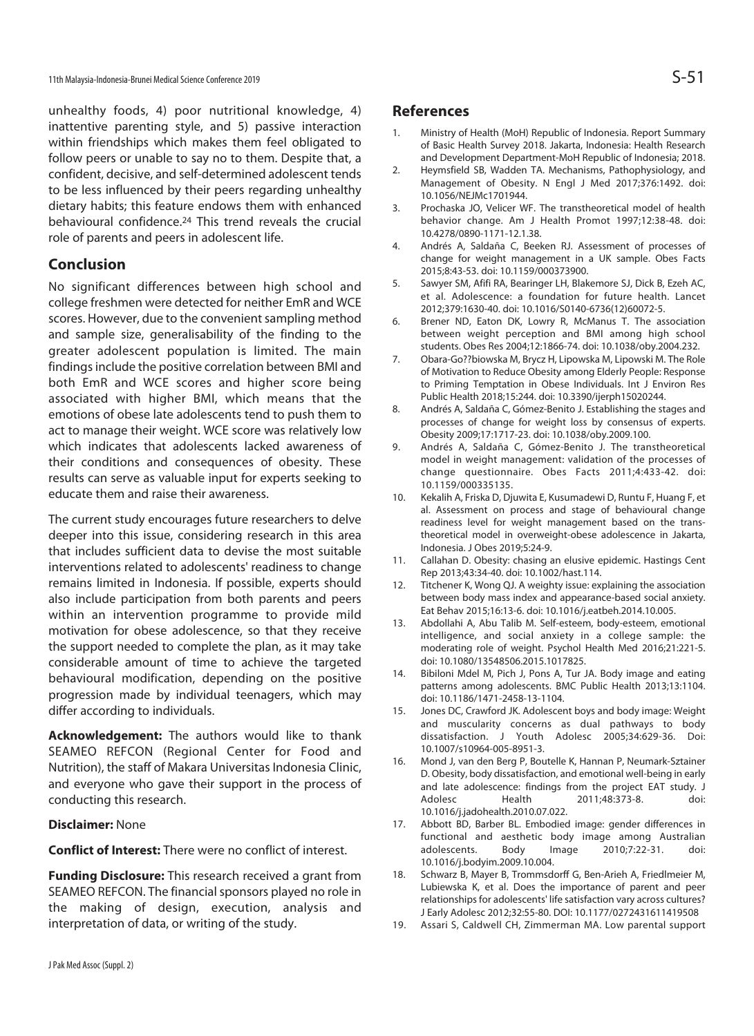unhealthy foods, 4) poor nutritional knowledge, 4) inattentive parenting style, and 5) passive interaction within friendships which makes them feel obligated to follow peers or unable to say no to them. Despite that, a confident, decisive, and self-determined adolescent tends to be less influenced by their peers regarding unhealthy dietary habits; this feature endows them with enhanced behavioural confidence.[24] This trend reveals the crucial role of parents and peers in adolescent life.

## Conclusion

No significant differences between high school and college freshmen were detected for neither EmR and WCE scores. However, due to the convenient sampling method and sample size, generalisability of the finding to the greater adolescent population is limited. The main findings include the positive correlation between BMI and both EmR and WCE scores and higher score being associated with higher BMI, which means that the emotions of obese late adolescents tend to push them to act to manage their weight. WCE score was relatively low which indicates that adolescents lacked awareness of their conditions and consequences of obesity. These results can serve as valuable input for experts seeking to educate them and raise their awareness.

The current study encourages future researchers to delve deeper into this issue, considering research in this area that includes sufficient data to devise the most suitable interventions related to adolescents' readiness to change remains limited in Indonesia. If possible, experts should also include participation from both parents and peers within an intervention programme to provide mild motivation for obese adolescence, so that they receive the support needed to complete the plan, as it may take considerable amount of time to achieve the targeted behavioural modification, depending on the positive progression made by individual teenagers, which may differ according to individuals.

**Acknowledgement:** The authors would like to thank SEAMEO REFCON (Regional Center for Food and Nutrition), the staff of Makara Universitas Indonesia Clinic, and everyone who gave their support in the process of conducting this research.

**Disclaimer:** None

**Conflict of Interest:** There were no conflict of interest.

**Funding Disclosure:** This research received a grant from SEAMEO REFCON. The financial sponsors played no role in the making of design, execution, analysis and interpretation of data, or writing of the study.

## References

1. Ministry of Health (MoH) Republic of Indonesia. Report Summary of Basic Health Survey 2018. Jakarta, Indonesia: Health Research and Development Department-MoH Republic of Indonesia; 2018.
2. Heymsfield SB, Wadden TA. Mechanisms, Pathophysiology, and Management of Obesity. N Engl J Med 2017;376:1492. doi: 10.1056/NEJMc1701944.
3. Prochaska JO, Velicer WF. The transtheoretical model of health behavior change. Am J Health Promot 1997;12:38-48. doi: 10.4278/0890-1171-12.1.38.
4. Andrés A, Saldaña C, Beeken RJ. Assessment of processes of change for weight management in a UK sample. Obes Facts 2015;8:43-53. doi: 10.1159/000373900.
5. Sawyer SM, Afifi RA, Bearinger LH, Blakemore SJ, Dick B, Ezeh AC, et al. Adolescence: a foundation for future health. Lancet 2012;379:1630-40. doi: 10.1016/S0140-6736(12)60072-5.
6. Brener ND, Eaton DK, Lowry R, McManus T. The association between weight perception and BMI among high school students. Obes Res 2004;12:1866-74. doi: 10.1038/oby.2004.232.
7. Obara-Go??biowska M, Brycz H, Lipowska M, Lipowski M. The Role of Motivation to Reduce Obesity among Elderly People: Response to Priming Temptation in Obese Individuals. Int J Environ Res Public Health 2018;15:244. doi: 10.3390/ijerph15020244.
8. Andrés A, Saldaña C, Gómez-Benito J. Establishing the stages and processes of change for weight loss by consensus of experts. Obesity 2009;17:1717-23. doi: 10.1038/oby.2009.100.
9. Andrés A, Saldaña C, Gómez-Benito J. The transtheoretical model in weight management: validation of the processes of change questionnaire. Obes Facts 2011;4:433-42. doi: 10.1159/000335135.
10. Kekalih A, Friska D, Djuwita E, Kusumadewi D, Runtu F, Huang F, et al. Assessment on process and stage of behavioural change readiness level for weight management based on the trans-theoretical model in overweight-obese adolescence in Jakarta, Indonesia. J Obes 2019;5:24-9.
11. Callahan D. Obesity: chasing an elusive epidemic. Hastings Cent Rep 2013;43:34-40. doi: 10.1002/hast.114.
12. Titchener K, Wong QJ. A weighty issue: explaining the association between body mass index and appearance-based social anxiety. Eat Behav 2015;16:13-6. doi: 10.1016/j.eatbeh.2014.10.005.
13. Abdollahi A, Abu Talib M. Self-esteem, body-esteem, emotional intelligence, and social anxiety in a college sample: the moderating role of weight. Psychol Health Med 2016;21:221-5. doi: 10.1080/13548506.2015.1017825.
14. Bibiloni Mdel M, Pich J, Pons A, Tur JA. Body image and eating patterns among adolescents. BMC Public Health 2013;13:1104. doi: 10.1186/1471-2458-13-1104.
15. Jones DC, Crawford JK. Adolescent boys and body image: Weight and muscularity concerns as dual pathways to body dissatisfaction. J Youth Adolesc 2005;34:629-36. Doi: 10.1007/s10964-005-8951-3.
16. Mond J, van den Berg P, Boutelle K, Hannan P, Neumark-Sztainer D. Obesity, body dissatisfaction, and emotional well-being in early and late adolescence: findings from the project EAT study. J Adolesc Health 2011;48:373-8. doi: 10.1016/j.jadohealth.2010.07.022.
17. Abbott BD, Barber BL. Embodied image: gender differences in functional and aesthetic body image among Australian adolescents. Body Image 2010;7:22-31. doi: 10.1016/j.bodyim.2009.10.004.
18. Schwarz B, Mayer B, Trommsdorff G, Ben-Arieh A, Friedlmeier M, Lubiewska K, et al. Does the importance of parent and peer relationships for adolescents' life satisfaction vary across cultures? J Early Adolesc 2012;32:55-80. DOI: 10.1177/0272431611419508
19. Assari S, Caldwell CH, Zimmerman MA. Low parental support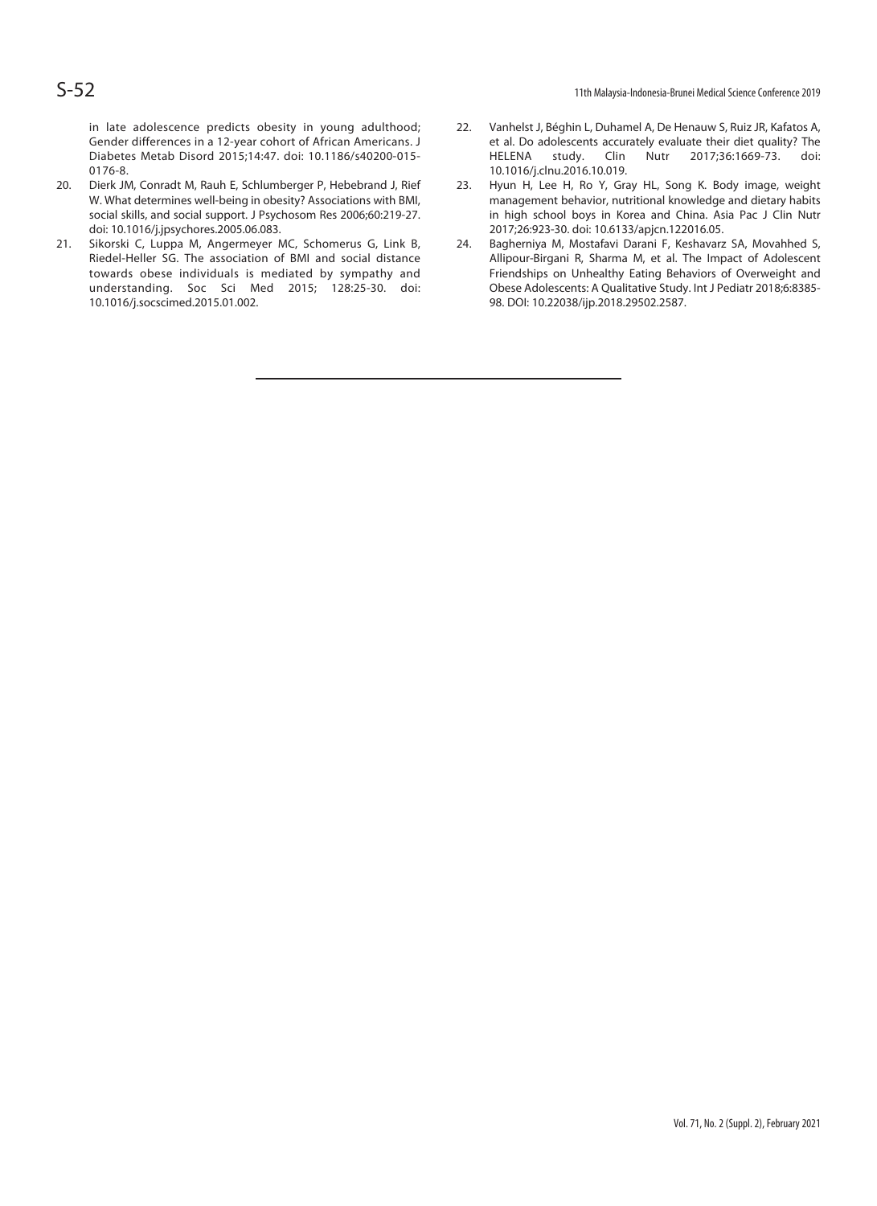in late adolescence predicts obesity in young adulthood; Gender differences in a 12-year cohort of African Americans. J Diabetes Metab Disord 2015;14:47. doi: 10.1186/s40200-015-0176-8.

20. Dierk JM, Conradt M, Rauh E, Schlumberger P, Hebebrand J, Rief W. What determines well-being in obesity? Associations with BMI, social skills, and social support. J Psychosom Res 2006;60:219-27. doi: 10.1016/j.jpsychores.2005.06.083.
21. Sikorski C, Luppa M, Angermeyer MC, Schomerus G, Link B, Riedel-Heller SG. The association of BMI and social distance towards obese individuals is mediated by sympathy and understanding. Soc Sci Med 2015; 128:25-30. doi: 10.1016/j.socscimed.2015.01.002.
22. Vanhelst J, Béghin L, Duhamel A, De Henauw S, Ruiz JR, Kafatos A, et al. Do adolescents accurately evaluate their diet quality? The HELENA study. Clin Nutr 2017;36:1669-73. doi: 10.1016/j.clnu.2016.10.019.
23. Hyun H, Lee H, Ro Y, Gray HL, Song K. Body image, weight management behavior, nutritional knowledge and dietary habits in high school boys in Korea and China. Asia Pac J Clin Nutr 2017;26:923-30. doi: 10.6133/apjcn.122016.05.
24. Bagherniya M, Mostafavi Darani F, Keshavarz SA, Movahhed S, Allipour-Birgani R, Sharma M, et al. The Impact of Adolescent Friendships on Unhealthy Eating Behaviors of Overweight and Obese Adolescents: A Qualitative Study. Int J Pediatr 2018;6:8385-98. DOI: 10.22038/ijp.2018.29502.2587.